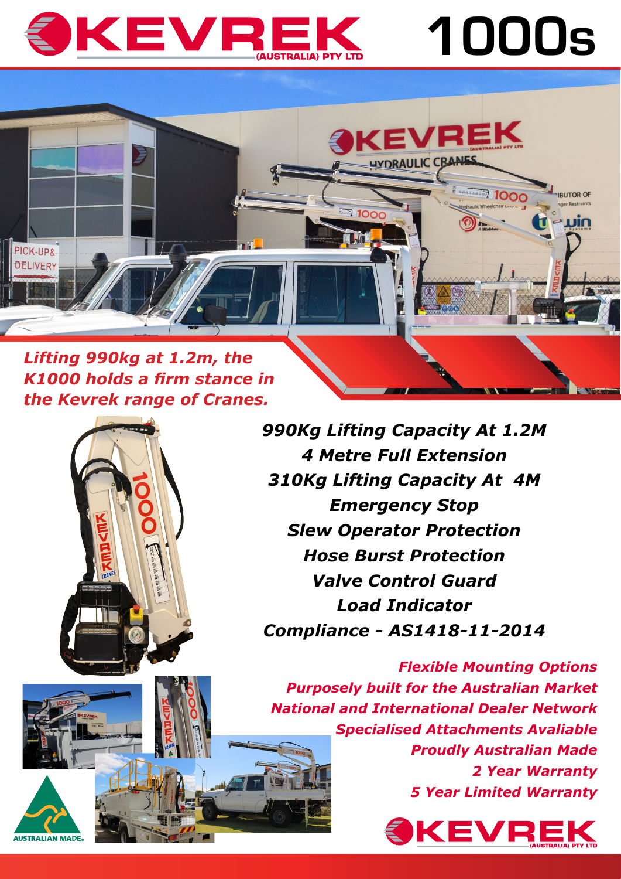# KEVREK (AUSTRALIA) PTY LTD

# 1000s

*Lifting 990kg at 1.2m, the K1000 holds a firm stance in the Kevrek range of Cranes.*

***990Kg Lifting Capacity At 1.2M***
***4 Metre Full Extension***
***310Kg Lifting Capacity At 4M***
***Emergency Stop***
***Slew Operator Protection***
***Hose Burst Protection***
***Valve Control Guard***
***Load Indicator***
***Compliance - AS1418-11-2014***

*Flexible Mounting Options*
*Purposely built for the Australian Market*
*National and International Dealer Network*
*Specialised Attachments Avaliable*
*Proudly Australian Made*
*2 Year Warranty*
*5 Year Limited Warranty*

AUSTRALIAN MADE

KEVREK (AUSTRALIA) PTY LTD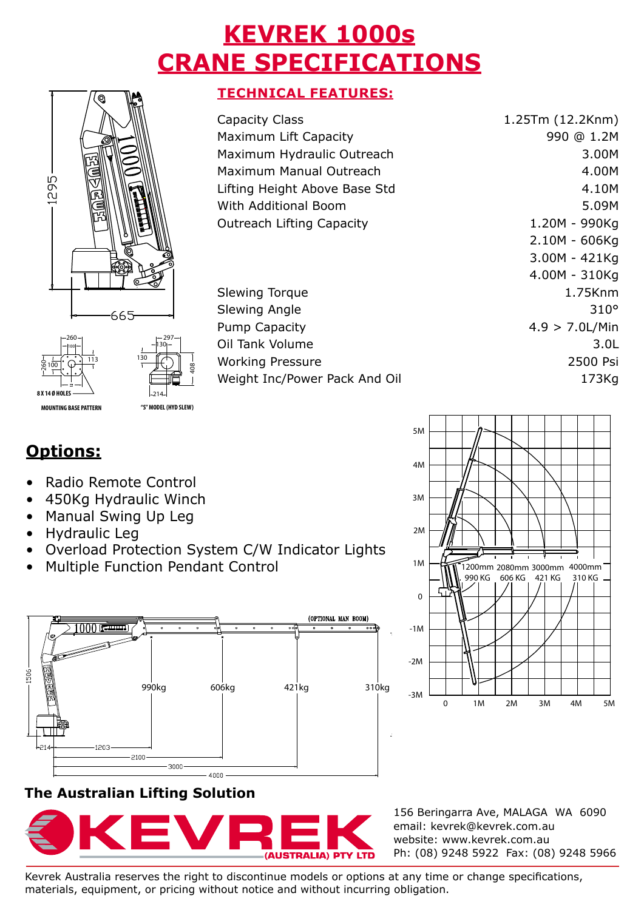# KEVREK 1000s
# CRANE SPECIFICATIONS

1295

665

260
100
113
260
100

8 X 14 Ø HOLES

MOUNTING BASE PATTERN

297
130
130
408
214

"S" MODEL (HYD SLEW)

## TECHNICAL FEATURES:

| | |
|---|---|
| Capacity Class | 1.25Tm (12.2Knm) |
| Maximum Lift Capacity | 990 @ 1.2M |
| Maximum Hydraulic Outreach | 3.00M |
| Maximum Manual Outreach | 4.00M |
| Lifting Height Above Base Std | 4.10M |
| With Additional Boom | 5.09M |
| Outreach Lifting Capacity | 1.20M - 990Kg |
| | 2.10M - 606Kg |
| | 3.00M - 421Kg |
| | 4.00M - 310Kg |
| Slewing Torque | 1.75Knm |
| Slewing Angle | 310° |
| Pump Capacity | 4.9 > 7.0L/Min |
| Oil Tank Volume | 3.0L |
| Working Pressure | 2500 Psi |
| Weight Inc/Power Pack And Oil | 173Kg |

## Options:

- Radio Remote Control
- 450Kg Hydraulic Winch
- Manual Swing Up Leg
- Hydraulic Leg
- Overload Protection System C/W Indicator Lights
- Multiple Function Pendant Control

5M
4M
3M
2M
1M
0
-1M
-2M
-3M

0
1M
2M
3M
4M
5M

1200mm 990 KG
2080mm 606 KG
3000mm 421 KG
4000mm 310 KG

(OPTIONAL MAN BOOM)

1506

990kg
606kg
421kg
310kg

214
1203
2100
3000
4000

**The Australian Lifting Solution**

KEVREK (AUSTRALIA) PTY LTD

156 Beringarra Ave, MALAGA WA 6090
email: kevrek@kevrek.com.au
website: www.kevrek.com.au
Ph: (08) 9248 5922 Fax: (08) 9248 5966

Kevrek Australia reserves the right to discontinue models or options at any time or change specifications, materials, equipment, or pricing without notice and without incurring obligation.